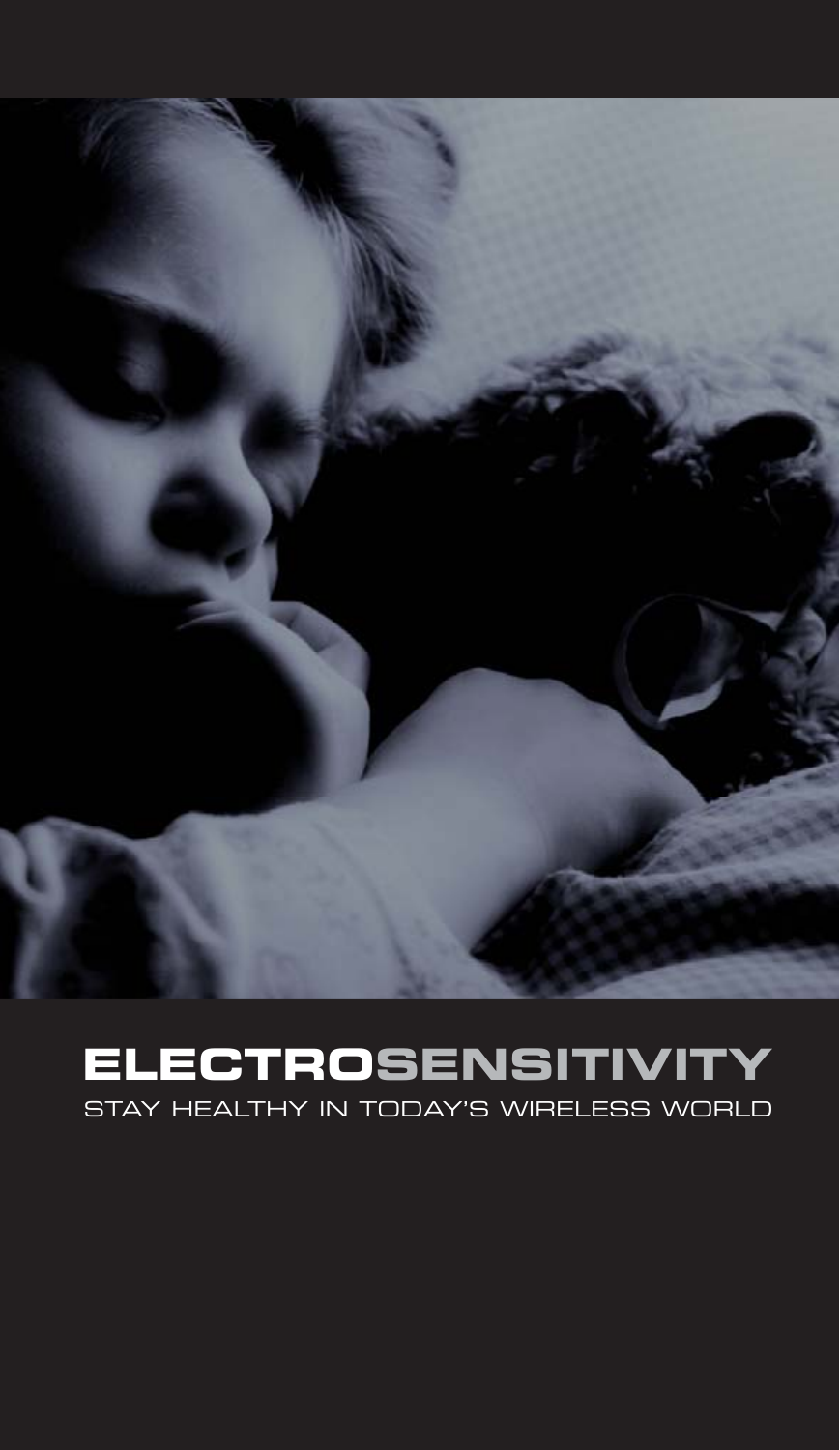# ELECTROSENSITIVITY

STAY HEALTHY IN TODAY'S WIRELESS WORLD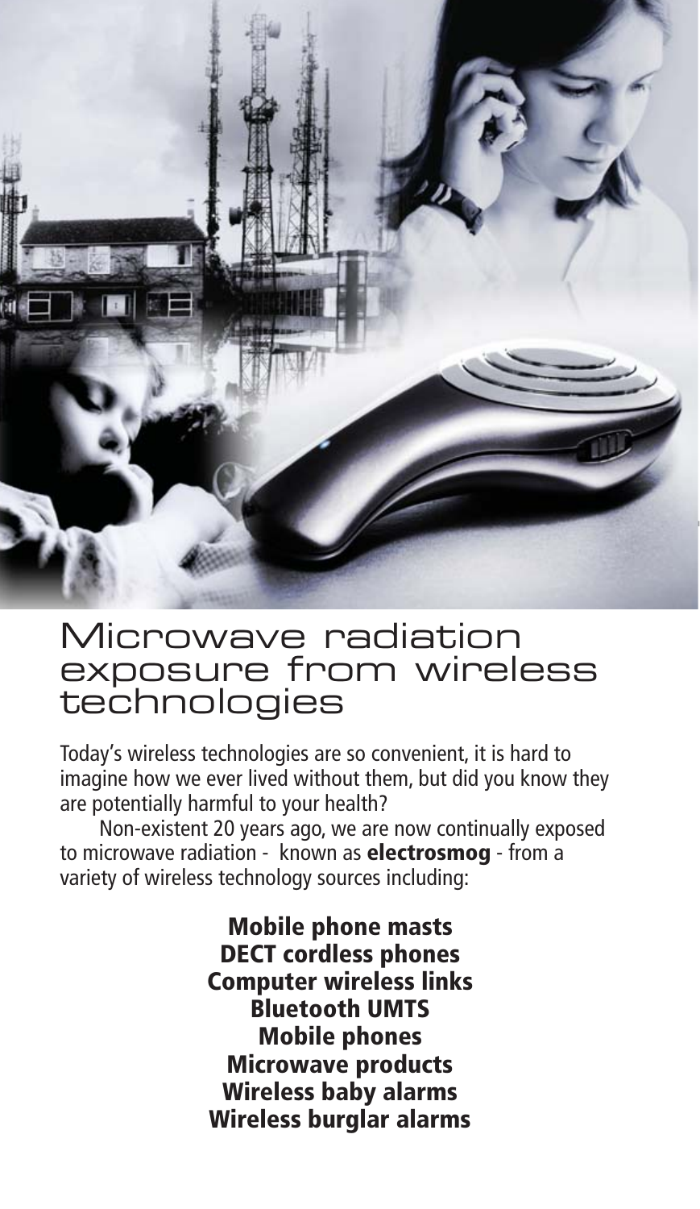# Microwave radiation exposure from wireless technologies

Today's wireless technologies are so convenient, it is hard to imagine how we ever lived without them, but did you know they are potentially harmful to your health?

Non-existent 20 years ago, we are now continually exposed to microwave radiation - known as **electrosmog** - from a variety of wireless technology sources including:

**Mobile phone masts**
**DECT cordless phones**
**Computer wireless links**
**Bluetooth UMTS**
**Mobile phones**
**Microwave products**
**Wireless baby alarms**
**Wireless burglar alarms**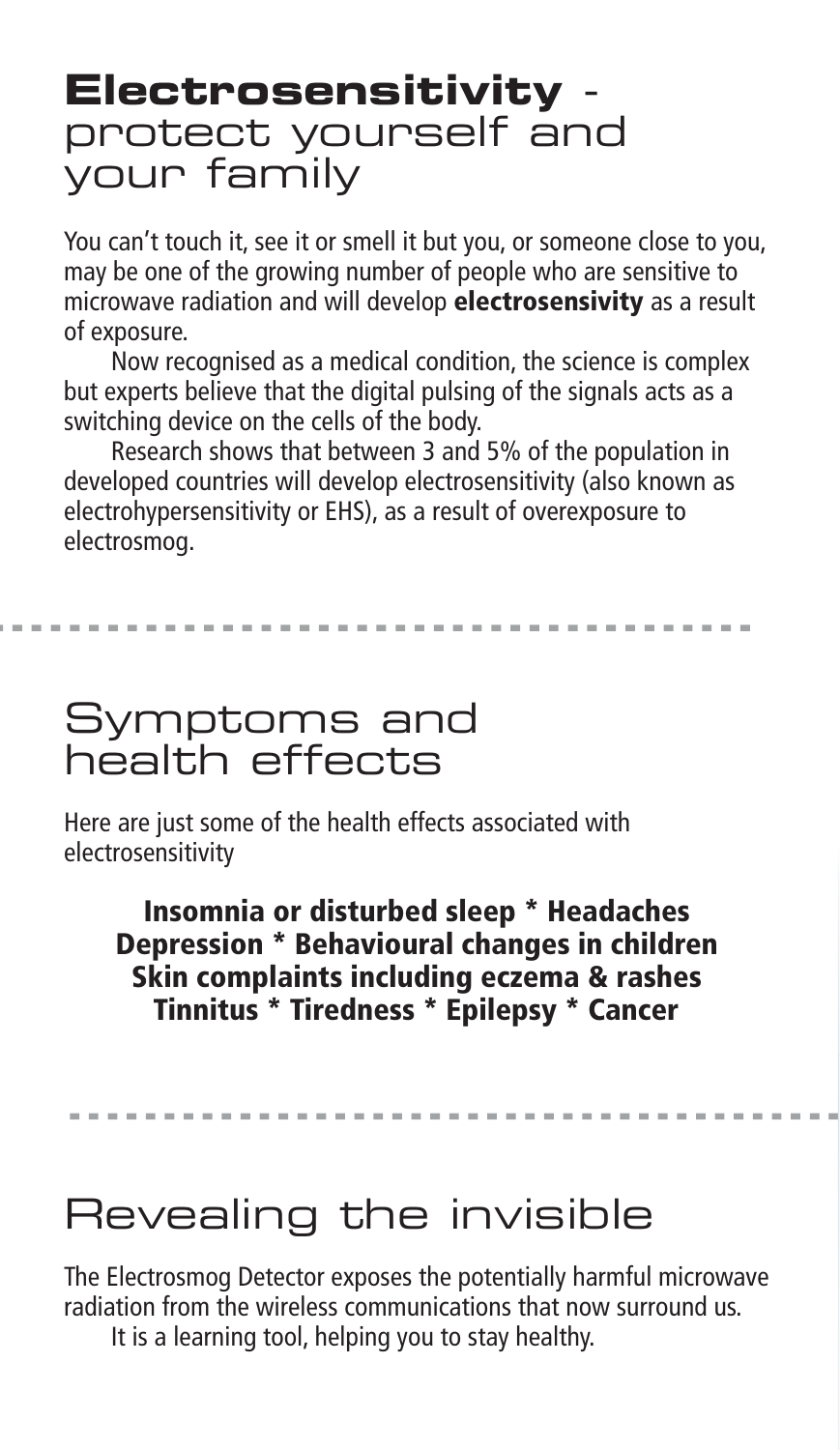# **Electrosensitivity** - protect yourself and your family

You can't touch it, see it or smell it but you, or someone close to you, may be one of the growing number of people who are sensitive to microwave radiation and will develop **electrosensivity** as a result of exposure.

Now recognised as a medical condition, the science is complex but experts believe that the digital pulsing of the signals acts as a switching device on the cells of the body.

Research shows that between 3 and 5% of the population in developed countries will develop electrosensitivity (also known as electrohypersensitivity or EHS), as a result of overexposure to electrosmog.

---

# Symptoms and health effects

Here are just some of the health effects associated with electrosensitivity

**Insomnia or disturbed sleep * Headaches**
**Depression * Behavioural changes in children**
**Skin complaints including eczema & rashes**
**Tinnitus * Tiredness * Epilepsy * Cancer**

---

# Revealing the invisible

The Electrosmog Detector exposes the potentially harmful microwave radiation from the wireless communications that now surround us.

It is a learning tool, helping you to stay healthy.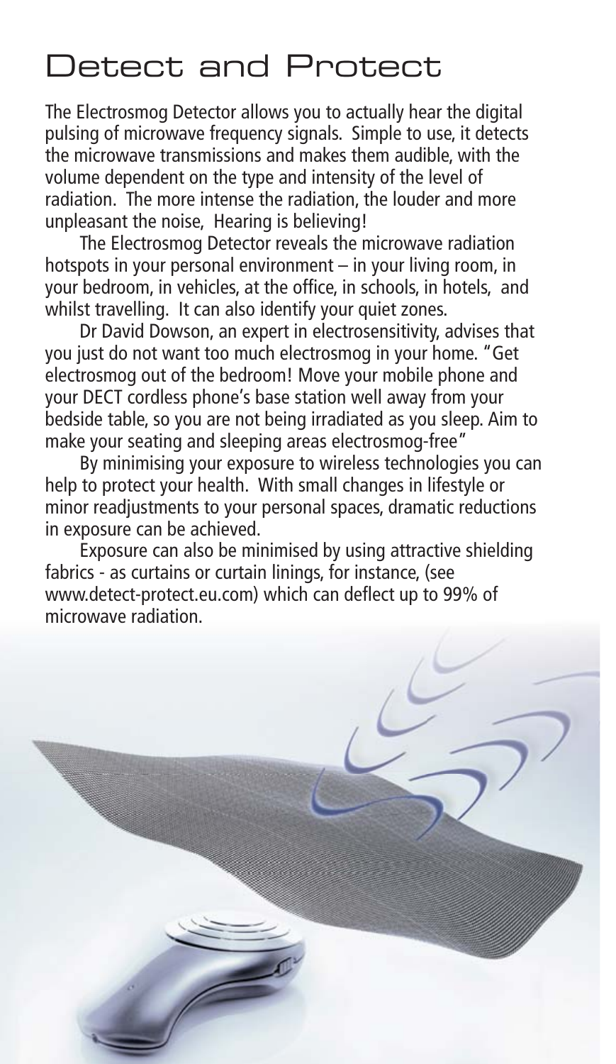# Detect and Protect

The Electrosmog Detector allows you to actually hear the digital pulsing of microwave frequency signals. Simple to use, it detects the microwave transmissions and makes them audible, with the volume dependent on the type and intensity of the level of radiation. The more intense the radiation, the louder and more unpleasant the noise, Hearing is believing!

The Electrosmog Detector reveals the microwave radiation hotspots in your personal environment – in your living room, in your bedroom, in vehicles, at the office, in schools, in hotels, and whilst travelling. It can also identify your quiet zones.

Dr David Dowson, an expert in electrosensitivity, advises that you just do not want too much electrosmog in your home. "Get electrosmog out of the bedroom! Move your mobile phone and your DECT cordless phone's base station well away from your bedside table, so you are not being irradiated as you sleep. Aim to make your seating and sleeping areas electrosmog-free"

By minimising your exposure to wireless technologies you can help to protect your health. With small changes in lifestyle or minor readjustments to your personal spaces, dramatic reductions in exposure can be achieved.

Exposure can also be minimised by using attractive shielding fabrics - as curtains or curtain linings, for instance, (see www.detect-protect.eu.com) which can deflect up to 99% of microwave radiation.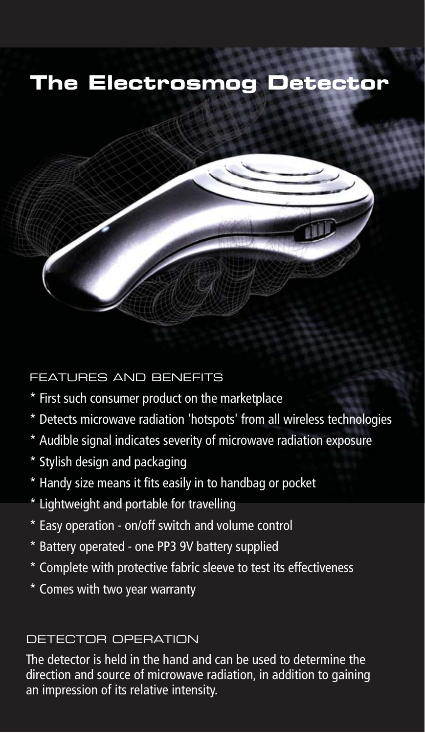# The Electrosmog Detector

## FEATURES AND BENEFITS

* First such consumer product on the marketplace
* Detects microwave radiation 'hotspots' from all wireless technologies
* Audible signal indicates severity of microwave radiation exposure
* Stylish design and packaging
* Handy size means it fits easily in to handbag or pocket
* Lightweight and portable for travelling
* Easy operation - on/off switch and volume control
* Battery operated - one PP3 9V battery supplied
* Complete with protective fabric sleeve to test its effectiveness
* Comes with two year warranty

## DETECTOR OPERATION

The detector is held in the hand and can be used to determine the direction and source of microwave radiation, in addition to gaining an impression of its relative intensity.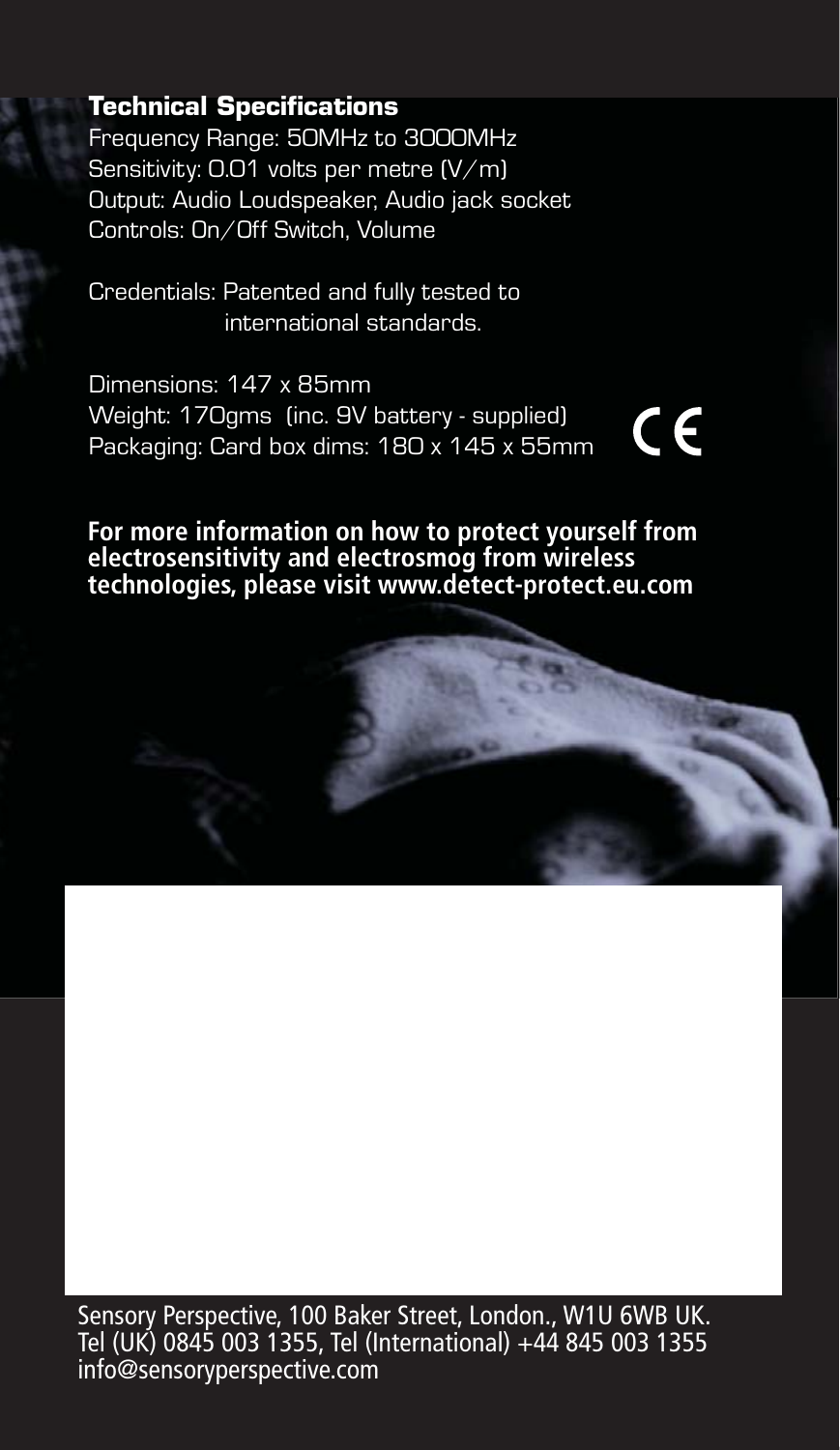### Technical Specifications

Frequency Range: 50MHz to 3000MHz
Sensitivity: 0.01 volts per metre (V/m)
Output: Audio Loudspeaker, Audio jack socket
Controls: On/Off Switch, Volume

Credentials: Patented and fully tested to international standards.

Dimensions: 147 x 85mm
Weight: 170gms (inc. 9V battery - supplied)
Packaging: Card box dims: 180 x 145 x 55mm

CE

**For more information on how to protect yourself from electrosensitivity and electrosmog from wireless technologies, please visit www.detect-protect.eu.com**

Sensory Perspective, 100 Baker Street, London., W1U 6WB UK.
Tel (UK) 0845 003 1355, Tel (International) +44 845 003 1355
info@sensoryperspective.com